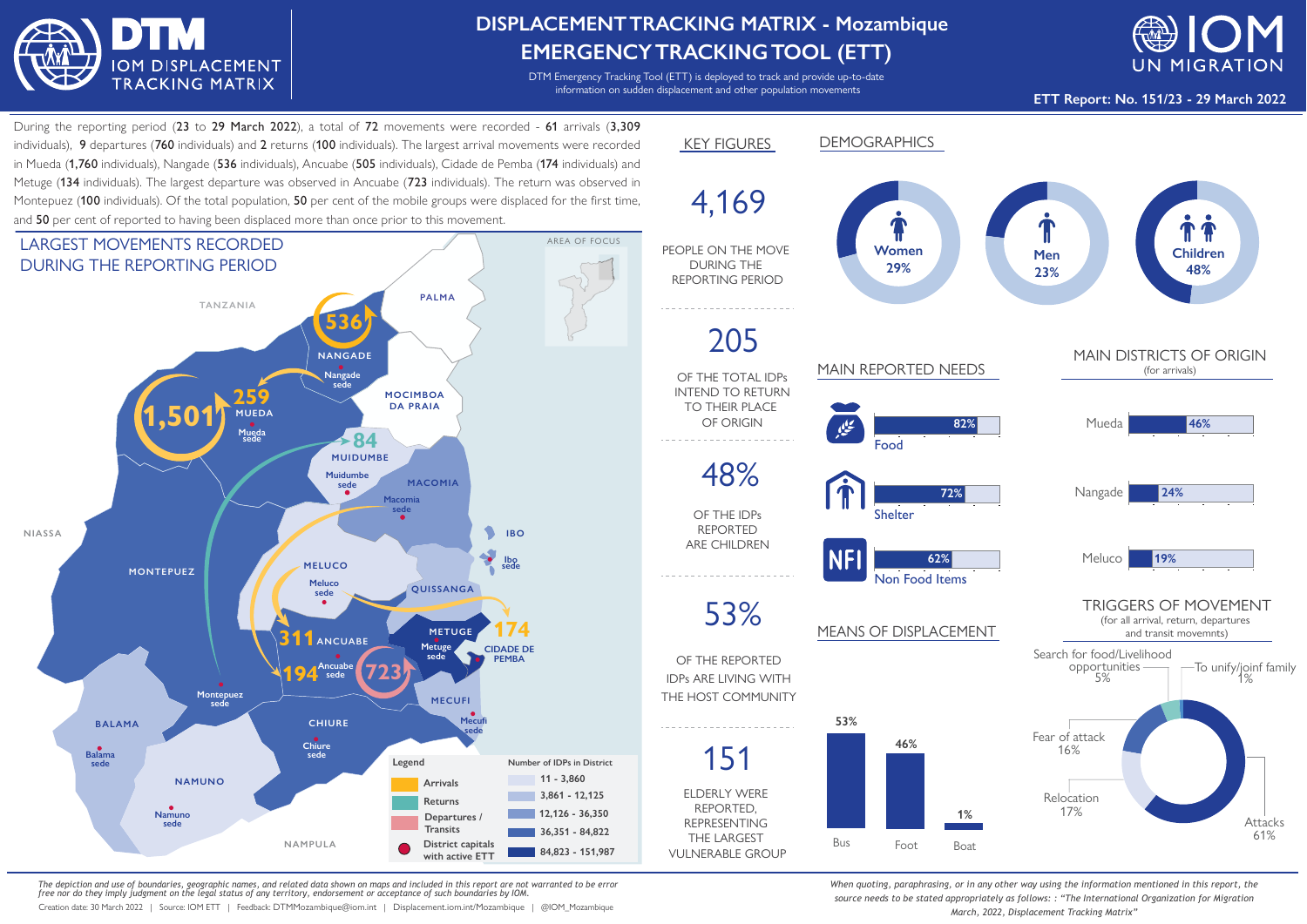# DISPLACEMENT TRACKING MATRIX - Mozambique
# EMERGENCY TRACKING TOOL (ETT)

DTM Emergency Tracking Tool (ETT) is deployed to track and provide up-to-date information on sudden displacement and other population movements

**ETT Report: No. 151/23 - 29 March 2022**

During the reporting period (**23** to **29 March 2022**), a total of **72** movements were recorded - **61** arrivals (**3,309** individuals), **9** departures (**760** individuals) and **2** returns (**100** individuals). The largest arrival movements were recorded in Mueda (**1,760** individuals), Nangade (**536** individuals), Ancuabe (**505** individuals), Cidade de Pemba (**174** individuals) and Metuge (**134** individuals). The largest departure was observed in Ancuabe (**723** individuals). The return was observed in Montepuez (**100** individuals). Of the total population, **50** per cent of the mobile groups were displaced for the first time, and **50** per cent of reported to having been displaced more than once prior to this movement.

## LARGEST MOVEMENTS RECORDED DURING THE REPORTING PERIOD

Map labels: TANZANIA, NIASSA, NAMPULA, PALMA, NANGADE (536; Nangade sede), MUEDA (1,501; 259; Mueda sede), MOCIMBOA DA PRAIA, MUIDUMBE (84; Muidumbe sede), MACOMIA (Macomia sede), IBO (Ibo sede), MONTEPUEZ (Montepuez sede), MELUCO (Meluco sede), QUISSANGA, ANCUABE (311; 194; 723; Ancuabe sede), METUGE (Metuge sede), CIDADE DE PEMBA (174), MECUFI (Mecufi sede), CHIURE (Chiure sede), BALAMA (Balama sede), NAMUNO (Namuno sede). AREA OF FOCUS.

**Legend**
- Arrivals
- Returns
- Departures / Transits
- District capitals with active ETT

**Number of IDPs in District**
- 11 - 3,860
- 3,861 - 12,125
- 12,126 - 36,350
- 36,351 - 84,822
- 84,823 - 151,987

## KEY FIGURES

**4,169** PEOPLE ON THE MOVE DURING THE REPORTING PERIOD

**205** OF THE TOTAL IDPs INTEND TO RETURN TO THEIR PLACE OF ORIGIN

**48%** OF THE IDPs REPORTED ARE CHILDREN

**53%** OF THE REPORTED IDPs ARE LIVING WITH THE HOST COMMUNITY

**151** ELDERLY WERE REPORTED, REPRESENTING THE LARGEST VULNERABLE GROUP

## DEMOGRAPHICS

| Women | Men | Children |
|---|---|---|
| 29% | 23% | 48% |

## MAIN REPORTED NEEDS

| Need | % |
|---|---|
| Food | 82% |
| Shelter | 72% |
| Non Food Items | 62% |

## MAIN DISTRICTS OF ORIGIN
(for arrivals)

| District | % |
|---|---|
| Mueda | 46% |
| Nangade | 24% |
| Meluco | 19% |

## MEANS OF DISPLACEMENT

| Bus | Foot | Boat |
|---|---|---|
| 53% | 46% | 1% |

## TRIGGERS OF MOVEMENT
(for all arrival, return, departures and transit movemnts)

| Trigger | % |
|---|---|
| Attacks | 61% |
| Relocation | 17% |
| Fear of attack | 16% |
| Search for food/Livelihood opportunities | 5% |
| To unify/joinf family | 1% |

*The depiction and use of boundaries, geographic names, and related data shown on maps and included in this report are not warranted to be error free nor do they imply judgment on the legal status of any territory, endorsement or acceptance of such boundaries by IOM.*

Creation date: 30 March 2022 | Source: IOM ETT | Feedback: DTMMozambique@iom.int | Displacement.iom.int/Mozambique | @IOM_Mozambique

*When quoting, paraphrasing, or in any other way using the information mentioned in this report, the source needs to be stated appropriately as follows: : "The International Organization for Migration March, 2022, Displacement Tracking Matrix"*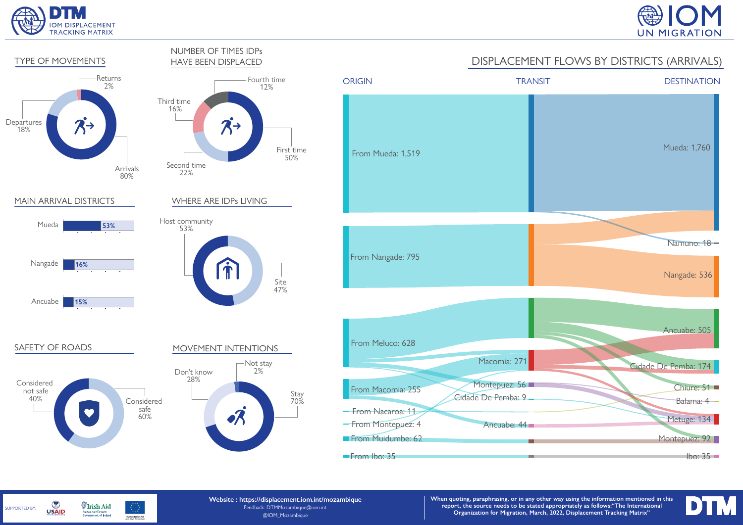## TYPE OF MOVEMENTS

- Returns 2%
- Departures 18%
- Arrivals 80%

## NUMBER OF TIMES IDPs HAVE BEEN DISPLACED

- Fourth time 12%
- Third time 16%
- Second time 22%
- First time 50%

## MAIN ARRIVAL DISTRICTS

| District | % |
|---|---|
| Mueda | 53% |
| Nangade | 16% |
| Ancuabe | 15% |

## WHERE ARE IDPs LIVING

- Host community 53%
- Site 47%

## SAFETY OF ROADS

- Considered not safe 40%
- Considered safe 60%

## MOVEMENT INTENTIONS

- Not stay 2%
- Don't know 28%
- Stay 70%

## DISPLACEMENT FLOWS BY DISTRICTS (ARRIVALS)

ORIGIN

- From Mueda: 1,519
- From Nangade: 795
- From Meluco: 628
- From Macomia: 255
- From Nacaroa: 11
- From Montepuez: 4
- From Muidumbe: 62
- From Ibo: 35

TRANSIT

- Macomia: 271
- Montepuez: 56
- Cidade De Pemba: 9
- Ancuabe: 44

DESTINATION

- Mueda: 1,760
- Namuno: 18
- Nangade: 536
- Ancuabe: 505
- Cidade De Pemba: 174
- Chiure: 51
- Balama: 4
- Metuge: 134
- Montepuez: 92
- Ibo: 35

SUPPORTED BY: USAID, Irish Aid, European Union Humanitarian Aid and Civil Protection

**Website : https://displacement.iom.int/mozambique**
Feedback: DTMMozambique@iom.int
@IOM_Mozambique

**When quoting, paraphrasing, or in any other way using the information mentioned in this report, the source needs to be stated appropriately as follows:"The International Organization for Migration, March, 2022, Displacement Tracking Matrix"**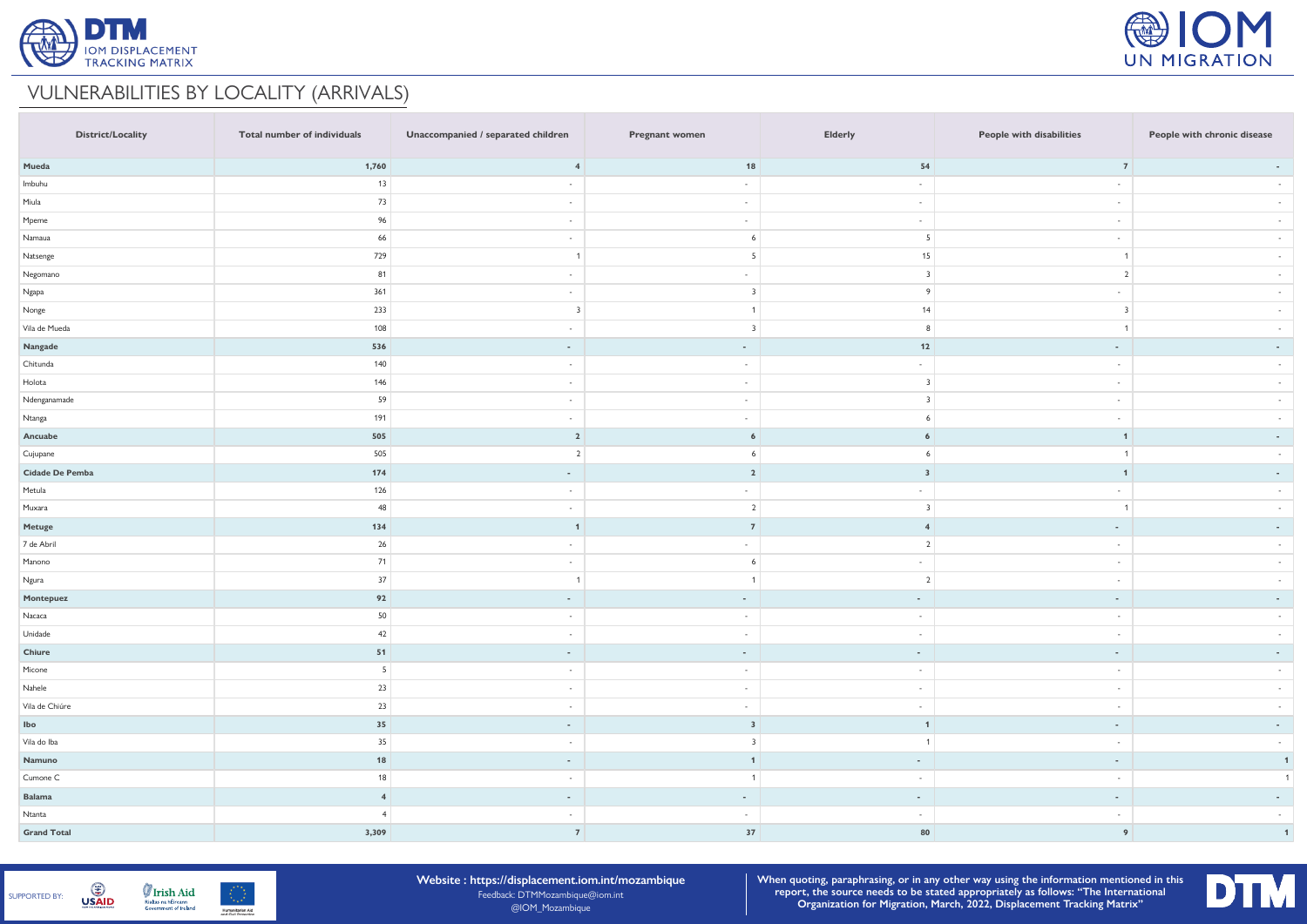# VULNERABILITIES BY LOCALITY (ARRIVALS)

| District/Locality | Total number of individuals | Unaccompanied / separated children | Pregnant women | Elderly | People with disabilities | People with chronic disease |
|---|---|---|---|---|---|---|
| **Mueda** | **1,760** | **4** | **18** | **54** | **7** | **-** |
| Imbuhu | 13 | - | - | - | - | - |
| Miula | 73 | - | - | - | - | - |
| Mpeme | 96 | - | - | - | - | - |
| Namaua | 66 | - | 6 | 5 | - | - |
| Natsenge | 729 | 1 | 5 | 15 | 1 | - |
| Negomano | 81 | - | - | 3 | 2 | - |
| Ngapa | 361 | - | 3 | 9 | - | - |
| Nonge | 233 | 3 | 1 | 14 | 3 | - |
| Vila de Mueda | 108 | - | 3 | 8 | 1 | - |
| **Nangade** | **536** | **-** | **-** | **12** | **-** | **-** |
| Chitunda | 140 | - | - | - | - | - |
| Holota | 146 | - | - | 3 | - | - |
| Ndenganamade | 59 | - | - | 3 | - | - |
| Ntanga | 191 | - | - | 6 | - | - |
| **Ancuabe** | **505** | **2** | **6** | **6** | **1** | **-** |
| Cujupane | 505 | 2 | 6 | 6 | 1 | - |
| **Cidade De Pemba** | **174** | **-** | **2** | **3** | **1** | **-** |
| Metula | 126 | - | - | - | - | - |
| Muxara | 48 | - | 2 | 3 | 1 | - |
| **Metuge** | **134** | **1** | **7** | **4** | **-** | **-** |
| 7 de Abril | 26 | - | - | 2 | - | - |
| Manono | 71 | - | 6 | - | - | - |
| Ngura | 37 | 1 | 1 | 2 | - | - |
| **Montepuez** | **92** | **-** | **-** | **-** | **-** | **-** |
| Nacaca | 50 | - | - | - | - | - |
| Unidade | 42 | - | - | - | - | - |
| **Chiure** | **51** | **-** | **-** | **-** | **-** | **-** |
| Micone | 5 | - | - | - | - | - |
| Nahele | 23 | - | - | - | - | - |
| Vila de Chiúre | 23 | - | - | - | - | - |
| **Ibo** | **35** | **-** | **3** | **1** | **-** | **-** |
| Vila do Iba | 35 | - | 3 | 1 | - | - |
| **Namuno** | **18** | **-** | **1** | **-** | **-** | **1** |
| Cumone C | 18 | - | 1 | - | - | 1 |
| **Balama** | **4** | **-** | **-** | **-** | **-** | **-** |
| Ntanta | 4 | - | - | - | - | - |
| **Grand Total** | **3,309** | **7** | **37** | **80** | **9** | **1** |

SUPPORTED BY: USAID, Irish Aid, European Union Humanitarian Aid

**Website : https://displacement.iom.int/mozambique**
Feedback: DTMMozambique@iom.int
@IOM_Mozambique

**When quoting, paraphrasing, or in any other way using the information mentioned in this report, the source needs to be stated appropriately as follows: "The International Organization for Migration, March, 2022, Displacement Tracking Matrix"**